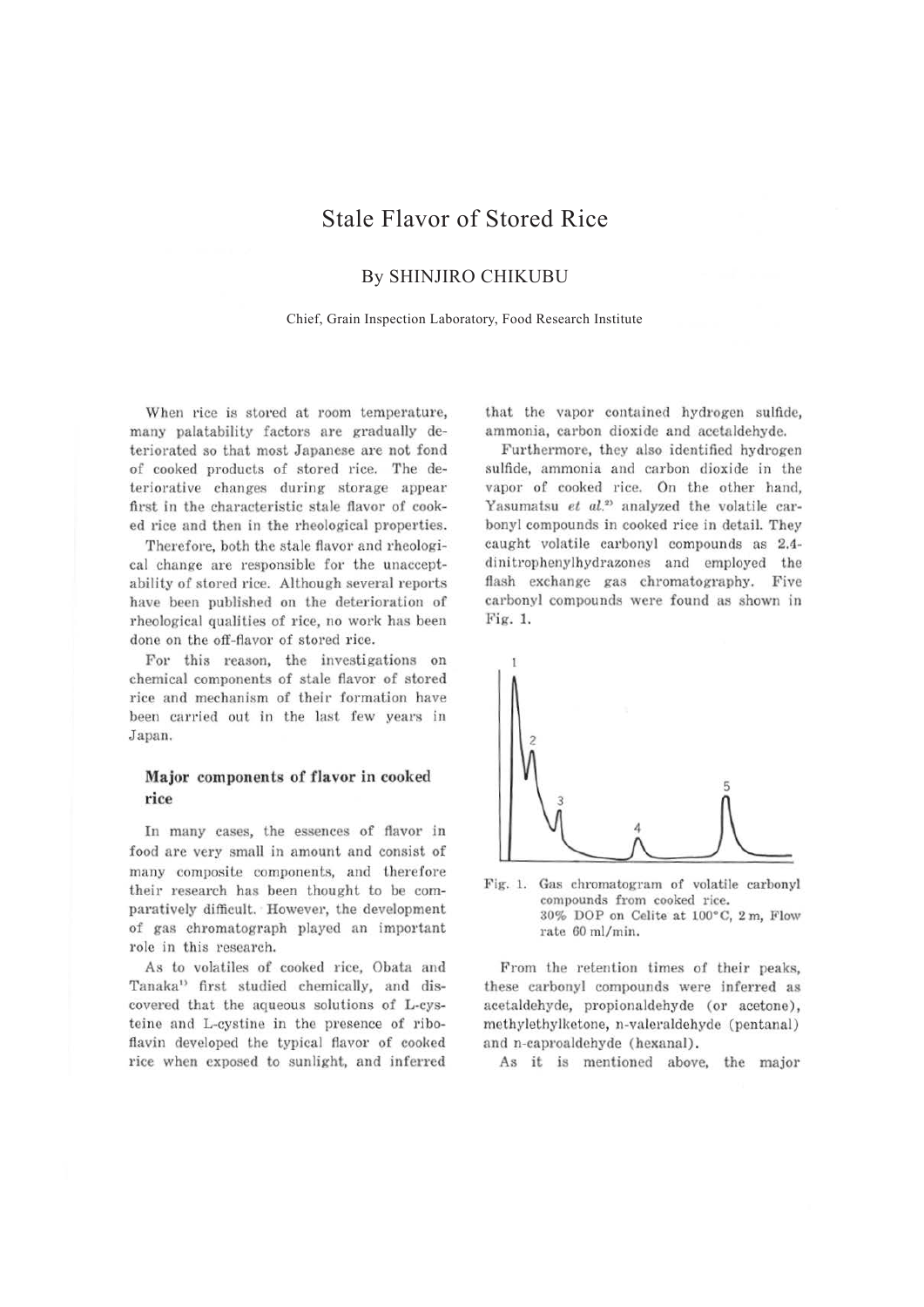# Stale Flavor of Stored Rice

By SHINJIRO CHIKUBU

Chief, Grain Inspection Laboratory, Food Research Institute

When rice is stored at room temperature, many palatability factors are gradually deteriorated so that most Japanese are not fond of cooked products of stored rice. The deteriorative changes during storage appear first in the characteristic stale flavor of cooked rice and then in the rheological properties.

Therefore, both the stale flavor and rheological change are responsible for the unacceptability of stored rice. Although several reports have been published on the deterioration of rheological qualities of rice, no work has been done on the off-flavor of stored rice.

For this reason, the investigations on chemical components of stale flavor of stored rice and mechanism of their formation have been carried out in the last few years in Japan.

## Major components of flavor in cooked rice

In many cases, the essences of flavor in food are very small in amount and consist of many composite components, and therefore their research has been thought to be comparatively difficult. However, the development of gas chromatograph played an important role in this research.

As to volatiles of cooked rice, Obata and Tanaka[1] first studied chemically, and discovered that the aqueous solutions of L-cysteine and L-cystine in the presence of riboflavin developed the typical flavor of cooked rice when exposed to sunlight, and inferred that the vapor contained hydrogen sulfide, ammonia, carbon dioxide and acetaldehyde.

Furthermore, they also identified hydrogen sulfide, ammonia and carbon dioxide in the vapor of cooked rice. On the other hand, Yasumatsu *et al.*[2] analyzed the volatile carbonyl compounds in cooked rice in detail. They caught volatile carbonyl compounds as 2,4-dinitrophenylhydrazones and employed the flash exchange gas chromatography. Five carbonyl compounds were found as shown in Fig. 1.

Fig. 1. Gas chromatogram of volatile carbonyl compounds from cooked rice. 30% DOP on Celite at 100°C, 2 m, Flow rate 60 ml/min.

From the retention times of their peaks, these carbonyl compounds were inferred as acetaldehyde, propionaldehyde (or acetone), methylethylketone, n-valeraldehyde (pentanal) and n-caproaldehyde (hexanal).

As it is mentioned above, the major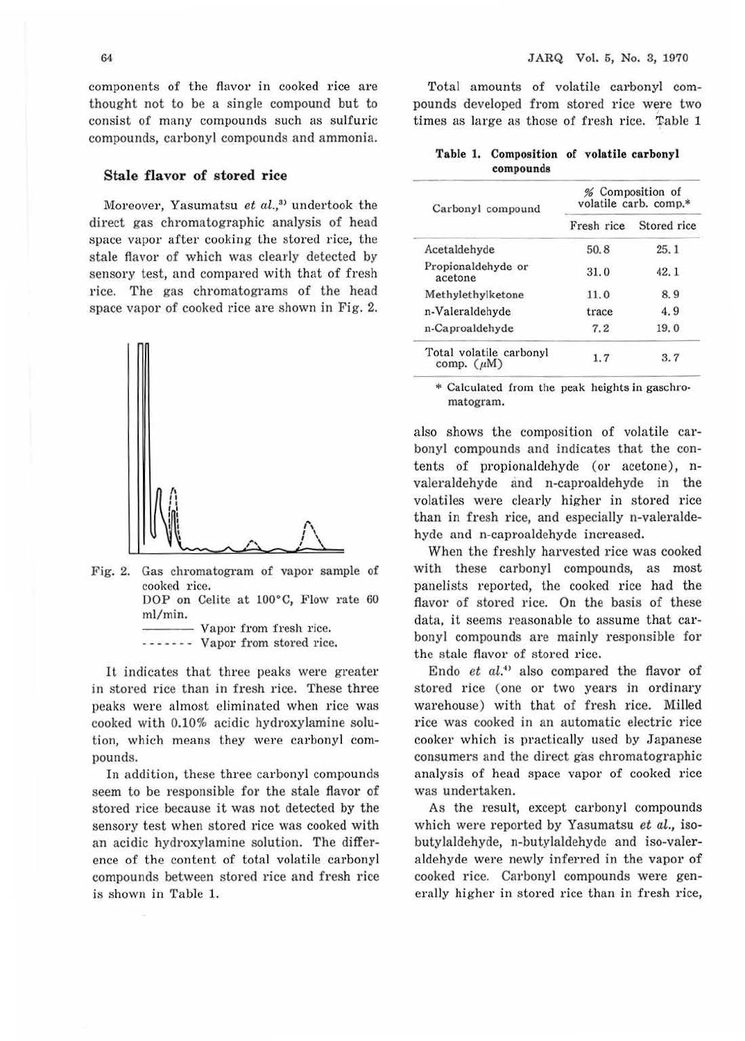components of the flavor in cooked rice are thought not to be a single compound but to consist of many compounds such as sulfuric compounds, carbonyl compounds and ammonia.

## Stale flavor of stored rice

Moreover, Yasumatsu *et al.*,[3] undertook the direct gas chromatographic analysis of head space vapor after cooking the stored rice, the stale flavor of which was clearly detected by sensory test, and compared with that of fresh rice. The gas chromatograms of the head space vapor of cooked rice are shown in Fig. 2.

Fig. 2. Gas chromatogram of vapor sample of cooked rice.
DOP on Celite at 100°C, Flow rate 60 ml/min.
——— Vapor from fresh rice.
------- Vapor from stored rice.

It indicates that three peaks were greater in stored rice than in fresh rice. These three peaks were almost eliminated when rice was cooked with 0.10% acidic hydroxylamine solution, which means they were carbonyl compounds.

In addition, these three carbonyl compounds seem to be responsible for the stale flavor of stored rice because it was not detected by the sensory test when stored rice was cooked with an acidic hydroxylamine solution. The difference of the content of total volatile carbonyl compounds between stored rice and fresh rice is shown in Table 1.

Total amounts of volatile carbonyl compounds developed from stored rice were two times as large as those of fresh rice. Table 1

**Table 1. Composition of volatile carbonyl compounds**

| Carbonyl compound | % Composition of volatile carb. comp.* | |
|---|---|---|
| | Fresh rice | Stored rice |
| Acetaldehyde | 50.8 | 25.1 |
| Propionaldehyde or acetone | 31.0 | 42.1 |
| Methylethylketone | 11.0 | 8.9 |
| n-Valeraldehyde | trace | 4.9 |
| n-Caproaldehyde | 7.2 | 19.0 |
| Total volatile carbonyl comp. (μM) | 1.7 | 3.7 |

\* Calculated from the peak heights in gaschromatogram.

also shows the composition of volatile carbonyl compounds and indicates that the contents of propionaldehyde (or acetone), n-valeraldehyde and n-caproaldehyde in the volatiles were clearly higher in stored rice than in fresh rice, and especially n-valeraldehyde and n-caproaldehyde increased.

When the freshly harvested rice was cooked with these carbonyl compounds, as most panelists reported, the cooked rice had the flavor of stored rice. On the basis of these data, it seems reasonable to assume that carbonyl compounds are mainly responsible for the stale flavor of stored rice.

Endo *et al.*[4] also compared the flavor of stored rice (one or two years in ordinary warehouse) with that of fresh rice. Milled rice was cooked in an automatic electric rice cooker which is practically used by Japanese consumers and the direct gas chromatographic analysis of head space vapor of cooked rice was undertaken.

As the result, except carbonyl compounds which were reported by Yasumatsu *et al.*, isobutylaldehyde, n-butylaldehyde and iso-valeraldehyde were newly inferred in the vapor of cooked rice. Carbonyl compounds were generally higher in stored rice than in fresh rice,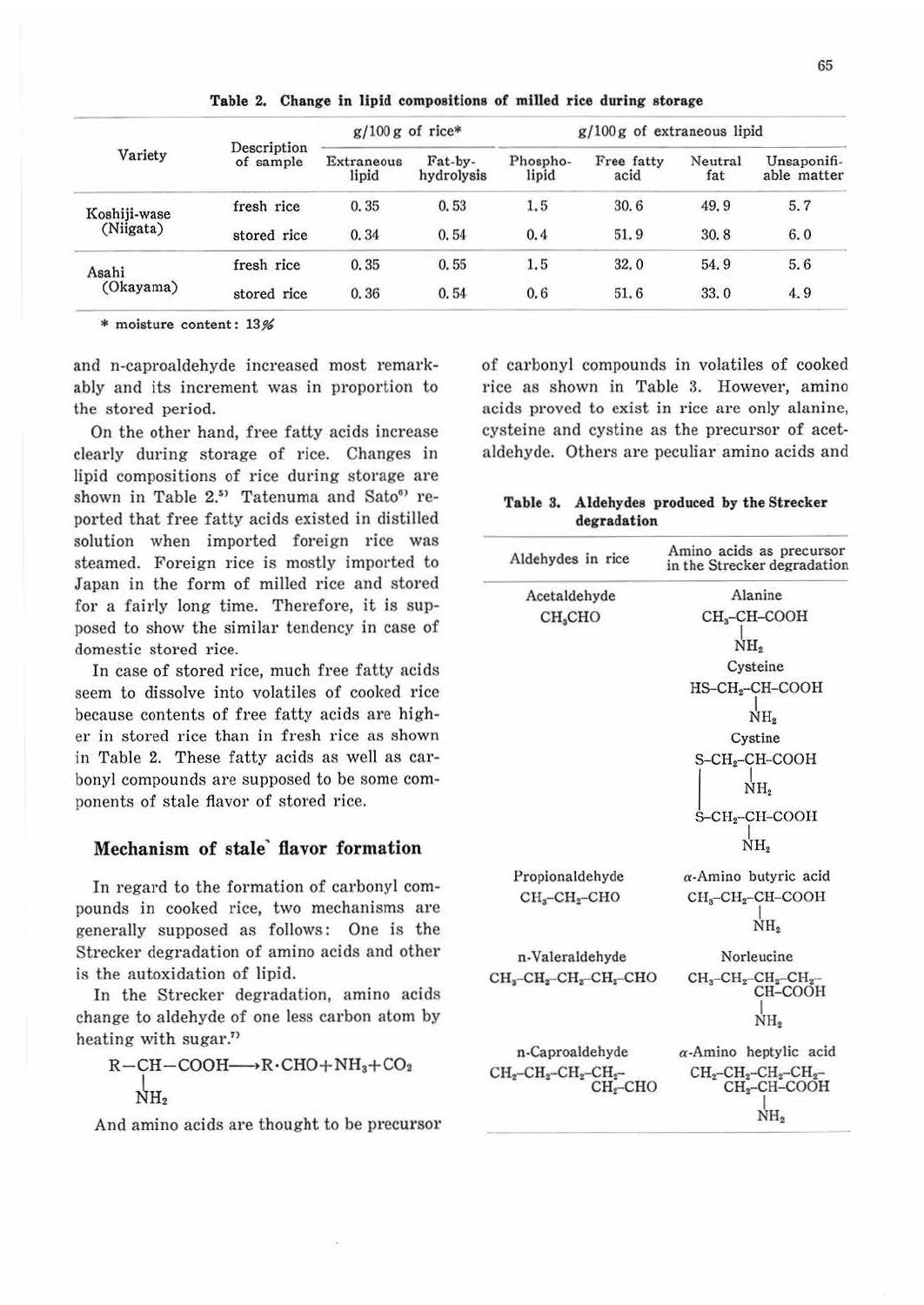**Table 2. Change in lipid compositions of milled rice during storage**

| Variety | Description of sample | g/100 g of rice* | | g/100 g of extraneous lipid | | | |
|---|---|---|---|---|---|---|---|
| | | Extraneous lipid | Fat-by-hydrolysis | Phospholipid | Free fatty acid | Neutral fat | Unsaponifiable matter |
| Koshiji-wase (Niigata) | fresh rice | 0.35 | 0.53 | 1.5 | 30.6 | 49.9 | 5.7 |
| | stored rice | 0.34 | 0.54 | 0.4 | 51.9 | 30.8 | 6.0 |
| Asahi (Okayama) | fresh rice | 0.35 | 0.55 | 1.5 | 32.0 | 54.9 | 5.6 |
| | stored rice | 0.36 | 0.54 | 0.6 | 51.6 | 33.0 | 4.9 |

\* moisture content: 13%

and n-caproaldehyde increased most remarkably and its increment was in proportion to the stored period.

On the other hand, free fatty acids increase clearly during storage of rice. Changes in lipid compositions of rice during storage are shown in Table 2.[5] Tatenuma and Sato[6] reported that free fatty acids existed in distilled solution when imported foreign rice was steamed. Foreign rice is mostly imported to Japan in the form of milled rice and stored for a fairly long time. Therefore, it is supposed to show the similar tendency in case of domestic stored rice.

In case of stored rice, much free fatty acids seem to dissolve into volatiles of cooked rice because contents of free fatty acids are higher in stored rice than in fresh rice as shown in Table 2. These fatty acids as well as carbonyl compounds are supposed to be some components of stale flavor of stored rice.

## Mechanism of stale flavor formation

In regard to the formation of carbonyl compounds in cooked rice, two mechanisms are generally supposed as follows: One is the Strecker degradation of amino acids and other is the autoxidation of lipid.

In the Strecker degradation, amino acids change to aldehyde of one less carbon atom by heating with sugar.[7]

$$R-CH(NH_2)-COOH \longrightarrow R\cdot CHO + NH_3 + CO_2$$

And amino acids are thought to be precursor of carbonyl compounds in volatiles of cooked rice as shown in Table 3. However, amino acids proved to exist in rice are only alanine, cysteine and cystine as the precursor of acetaldehyde. Others are peculiar amino acids and

**Table 3. Aldehydes produced by the Strecker degradation**

| Aldehydes in rice | Amino acids as precursor in the Strecker degradation |
|---|---|
| Acetaldehyde $CH_3CHO$ | Alanine $CH_3-CH(NH_2)-COOH$<br>Cysteine $HS-CH_2-CH(NH_2)-COOH$<br>Cystine $S-CH_2-CH(NH_2)-COOH$ / $S-CH_2-CH(NH_2)-COOH$ (disulfide-linked) |
| Propionaldehyde $CH_3-CH_2-CHO$ | α-Amino butyric acid $CH_3-CH_2-CH(NH_2)-COOH$ |
| n-Valeraldehyde $CH_3-CH_2-CH_2-CH_2-CHO$ | Norleucine $CH_3-CH_2-CH_2-CH_2-CH(NH_2)-COOH$ |
| n-Caproaldehyde $CH_3-CH_2-CH_2-CH_2-CH_2-CHO$ | α-Amino heptylic acid $CH_3-CH_2-CH_2-CH_2-CH_2-CH(NH_2)-COOH$ |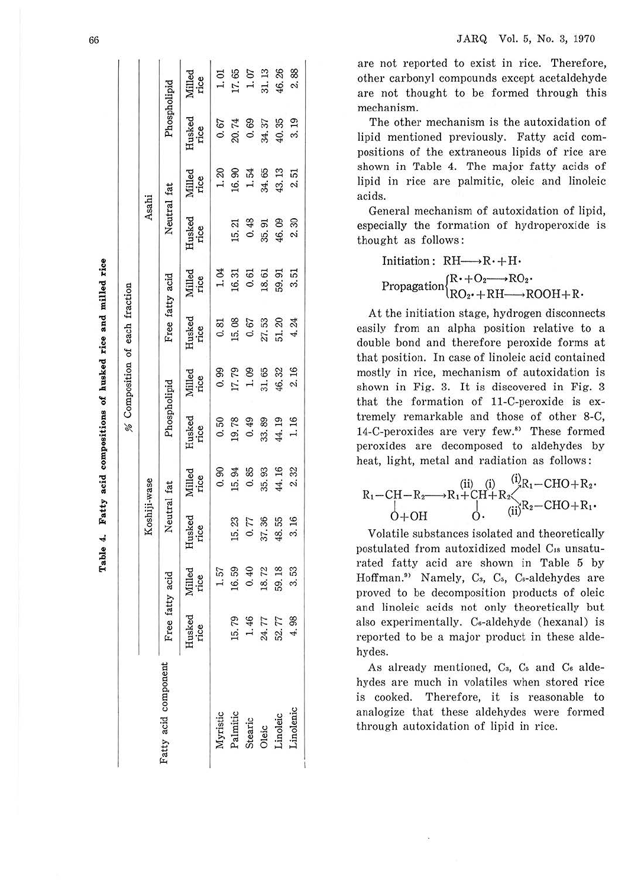**Table 4. Fatty acid compositions of husked rice and milled rice**

| Fatty acid component | % Composition of each fraction | | | | | | | | | | | |
|---|---|---|---|---|---|---|---|---|---|---|---|---|
| | Koshiji-wase | | | | | | Asahi | | | | | |
| | Free fatty acid | | Neutral fat | | Phospholipid | | Free fatty acid | | Neutral fat | | Phospholipid | |
| | Husked rice | Milled rice | Husked rice | Milled rice | Husked rice | Milled rice | Husked rice | Milled rice | Husked rice | Milled rice | Husked rice | Milled rice |
| Myristic | | 1.57 | | 0.90 | 0.50 | 0.99 | 0.81 | 1.04 | | 1.20 | 0.67 | 1.01 |
| Palmitic | 15.79 | 16.59 | 15.23 | 15.94 | 19.78 | 17.79 | 15.08 | 16.31 | 15.21 | 16.90 | 20.74 | 17.65 |
| Stearic | 1.46 | 0.40 | 0.77 | 0.85 | 0.49 | 1.09 | 0.67 | 0.61 | 0.48 | 1.54 | 0.69 | 1.07 |
| Oleic | 24.77 | 18.72 | 37.36 | 35.93 | 33.89 | 31.65 | 27.53 | 18.61 | 35.91 | 34.65 | 34.37 | 31.13 |
| Linoleic | 52.77 | 59.18 | 48.55 | 44.16 | 44.19 | 46.32 | 51.20 | 59.91 | 46.09 | 43.13 | 40.35 | 46.26 |
| Linolenic | 4.98 | 3.53 | 3.16 | 2.32 | 1.16 | 2.16 | 4.24 | 3.51 | 2.30 | 2.51 | 3.19 | 2.88 |

are not reported to exist in rice. Therefore, other carbonyl compounds except acetaldehyde are not thought to be formed through this mechanism.

The other mechanism is the autoxidation of lipid mentioned previously. Fatty acid compositions of the extraneous lipids of rice are shown in Table 4. The major fatty acids of lipid in rice are palmitic, oleic and linoleic acids.

General mechanism of autoxidation of lipid, especially the formation of hydroperoxide is thought as follows:

$$\text{Initiation: } RH \longrightarrow R\cdot + H\cdot$$

$$\text{Propagation} \begin{cases} R\cdot + O_2 \longrightarrow RO_2\cdot \\ RO_2\cdot + RH \longrightarrow ROOH + R\cdot \end{cases}$$

At the initiation stage, hydrogen disconnects easily from an alpha position relative to a double bond and therefore peroxide forms at that position. In case of linoleic acid contained mostly in rice, mechanism of autoxidation is shown in Fig. 3. It is discovered in Fig. 3 that the formation of 11-C-peroxide is extremely remarkable and those of other 8-C, 14-C-peroxides are very few.[8] These formed peroxides are decomposed to aldehydes by heat, light, metal and radiation as follows:

$$R_1-\underset{\underset{O+OH}{|}}{CH}-R_2 \longrightarrow R_1 \overset{(ii)}{+} \underset{\underset{O\cdot}{|}}{CH} \overset{(i)}{+} R_2 \begin{cases} \overset{(i)}{\longrightarrow} R_1-CHO+R_2\cdot \\ \overset{(ii)}{\longrightarrow} R_2-CHO+R_1\cdot \end{cases}$$

Volatile substances isolated and theoretically postulated from autoxidized model $C_{18}$ unsaturated fatty acid are shown in Table 5 by Hoffman.[9] Namely, $C_3$, $C_5$, $C_6$-aldehydes are proved to be decomposition products of oleic and linoleic acids not only theoretically but also experimentally. $C_6$-aldehyde (hexanal) is reported to be a major product in these aldehydes.

As already mentioned, $C_3$, $C_5$ and $C_6$ aldehydes are much in volatiles when stored rice is cooked. Therefore, it is reasonable to analogize that these aldehydes were formed through autoxidation of lipid in rice.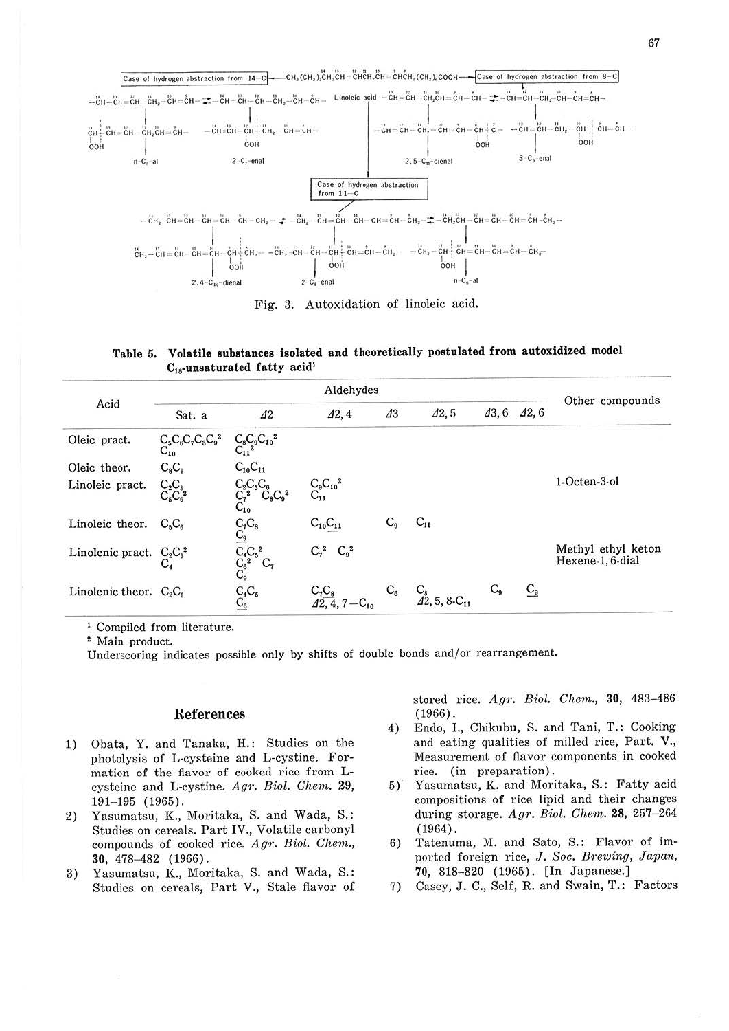Fig. 3. Autoxidation of linoleic acid.

**Table 5. Volatile substances isolated and theoretically postulated from autoxidized model $C_{18}$-unsaturated fatty acid[1]**

| Acid | Aldehydes | | | | | | | Other compounds |
|---|---|---|---|---|---|---|---|---|
| | Sat. a | Δ2 | Δ2,4 | Δ3 | Δ2,5 | Δ3,6 | Δ2,6 | |
| Oleic pract. | $C_5C_6C_7C_8C_9$[2] $C_{10}$ | $C_8C_9C_{10}$[2] $C_{11}$[2] | | | | | | |
| Oleic theor. | $C_8C_9$ | $C_{10}C_{11}$ | | | | | | |
| Linoleic pract. | $C_2C_3$ $C_5C_6$[2] | $C_2C_5C_6$ $C_7$[2] $C_8C_9$[2] $C_{10}$ | $C_9C_{10}$[2] $C_{11}$ | | | | | 1-Octen-3-ol |
| Linoleic theor. | $C_5C_6$ | $C_7C_8$ $\underline{C_9}$ | $C_{10}\underline{C_{11}}$ | $C_9$ | $C_{11}$ | | | |
| Linolenic pract. | $C_2C_3$[2] $C_4$ | $C_4C_5$[2] $C_6$[2] $C_7$ $C_9$ | $C_7$[2] $C_9$[2] | | | | | Methyl ethyl keton Hexene-1, 6-dial |
| Linolenic theor. | $C_2C_3$ | $C_4C_5$ $\underline{C_6}$ | $C_7C_8$ $\overline{\Delta 2,4}, 7-C_{10}$ | $C_6$ | $C_8$ $\Delta 2, 5, 8$-$C_{11}$ | $C_9$ | $\underline{C_9}$ | |

[1] Compiled from literature.
[2] Main product.
Underscoring indicates possible only by shifts of double bonds and/or rearrangement.

## References

1) Obata, Y. and Tanaka, H.: Studies on the photolysis of L-cysteine and L-cystine. Formation of the flavor of cooked rice from L-cysteine and L-cystine. *Agr. Biol. Chem.* **29**, 191–195 (1965).
2) Yasumatsu, K., Moritaka, S. and Wada, S.: Studies on cereals. Part IV., Volatile carbonyl compounds of cooked rice. *Agr. Biol. Chem.*, **30**, 478–482 (1966).
3) Yasumatsu, K., Moritaka, S. and Wada, S.: Studies on cereals, Part V., Stale flavor of stored rice. *Agr. Biol. Chem.*, **30**, 483–486 (1966).
4) Endo, I., Chikubu, S. and Tani, T.: Cooking and eating qualities of milled rice, Part. V., Measurement of flavor components in cooked rice. (in preparation).
5) Yasumatsu, K. and Moritaka, S.: Fatty acid compositions of rice lipid and their changes during storage. *Agr. Biol. Chem.* **28**, 257–264 (1964).
6) Tatenuma, M. and Sato, S.: Flavor of imported foreign rice, *J. Soc. Brewing, Japan*, **70**, 818–820 (1965). [In Japanese.]
7) Casey, J. C., Self, R. and Swain, T.: Factors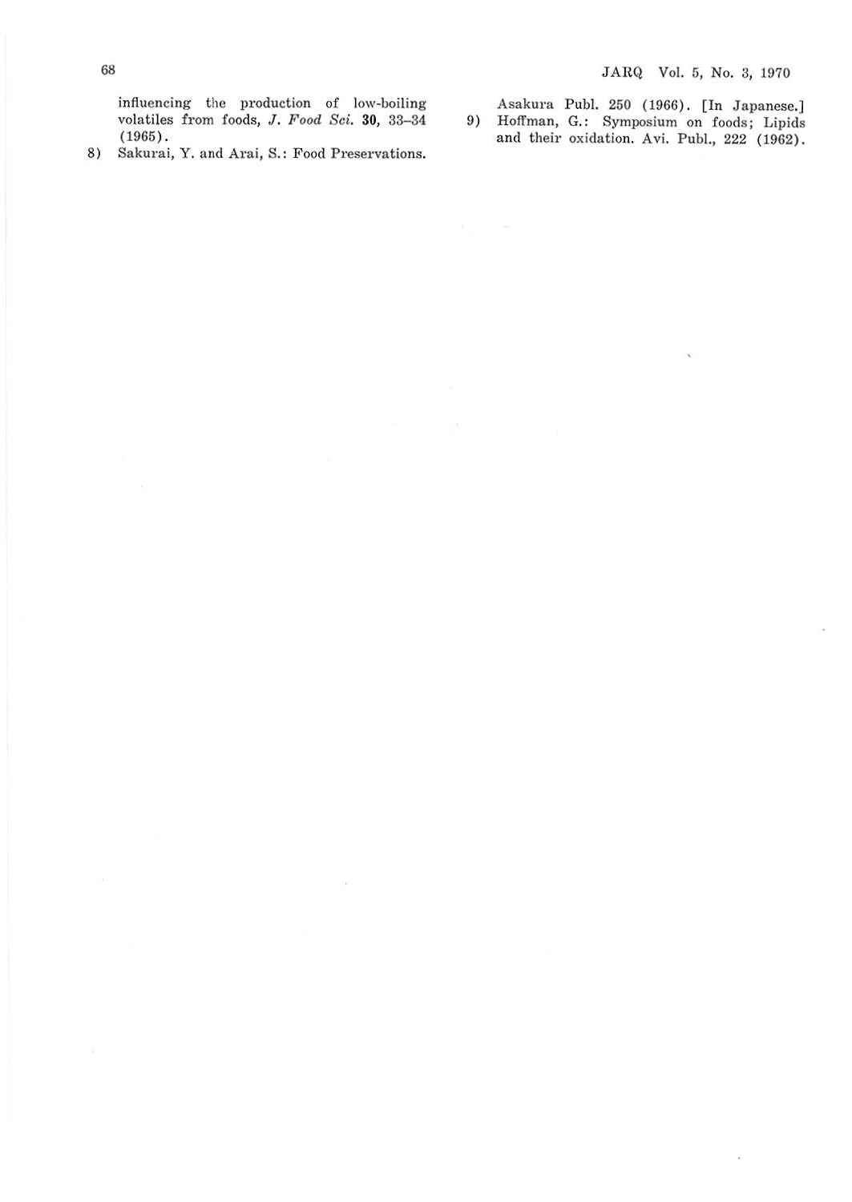influencing the production of low-boiling volatiles from foods, *J. Food Sci.* **30**, 33–34 (1965).

8) Sakurai, Y. and Arai, S.: Food Preservations. Asakura Publ. 250 (1966). [In Japanese.]

9) Hoffman, G.: Symposium on foods; Lipids and their oxidation. Avi. Publ., 222 (1962).